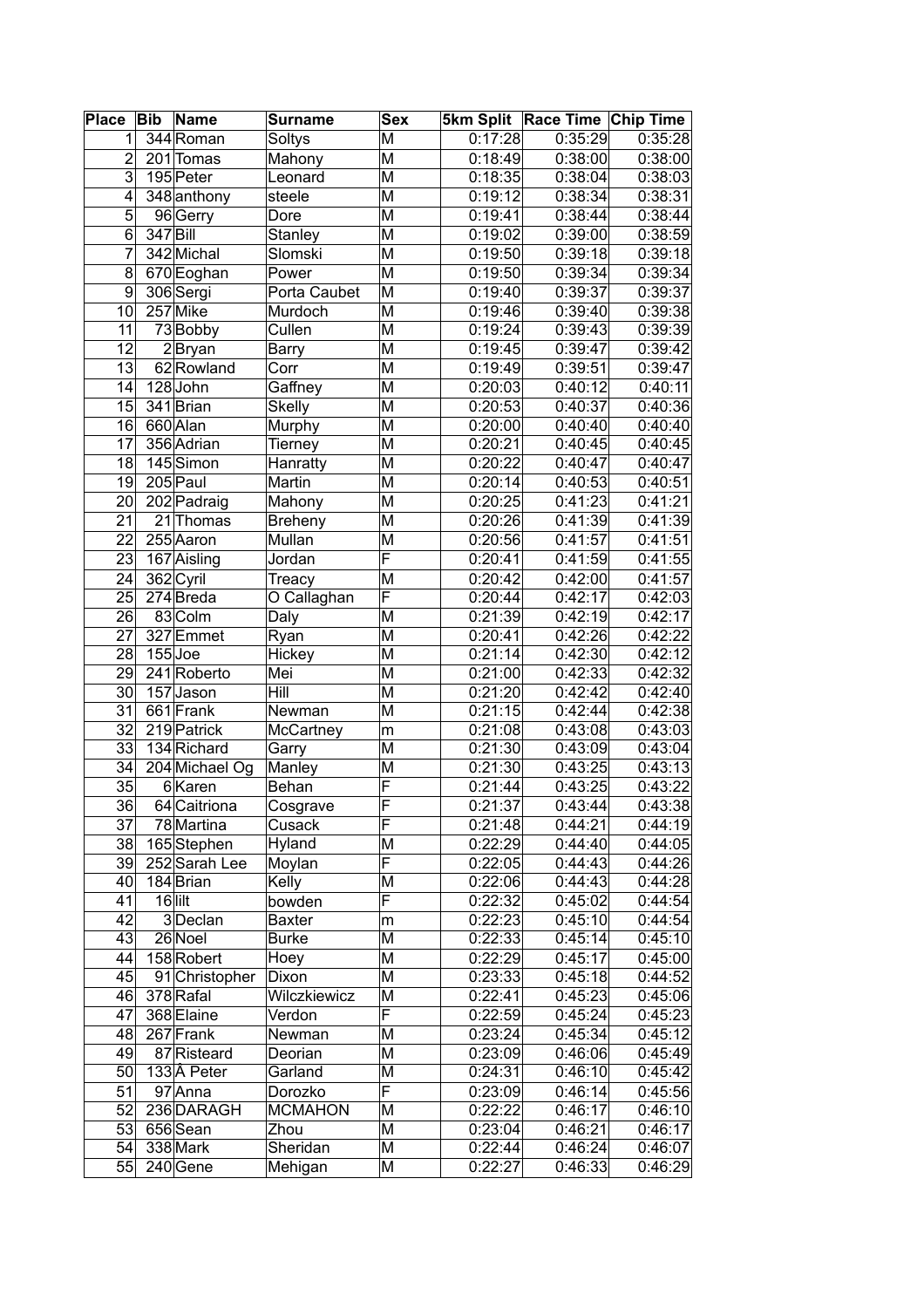| Place | Bib | Name | Surname | Sex | 5km Split | Race Time | Chip Time |
|---|---|---|---|---|---|---|---|
| 1 | 344 | Roman | Soltys | M | 0:17:28 | 0:35:29 | 0:35:28 |
| 2 | 201 | Tomas | Mahony | M | 0:18:49 | 0:38:00 | 0:38:00 |
| 3 | 195 | Peter | Leonard | M | 0:18:35 | 0:38:04 | 0:38:03 |
| 4 | 348 | anthony | steele | M | 0:19:12 | 0:38:34 | 0:38:31 |
| 5 | 96 | Gerry | Dore | M | 0:19:41 | 0:38:44 | 0:38:44 |
| 6 | 347 | Bill | Stanley | M | 0:19:02 | 0:39:00 | 0:38:59 |
| 7 | 342 | Michal | Slomski | M | 0:19:50 | 0:39:18 | 0:39:18 |
| 8 | 670 | Eoghan | Power | M | 0:19:50 | 0:39:34 | 0:39:34 |
| 9 | 306 | Sergi | Porta Caubet | M | 0:19:40 | 0:39:37 | 0:39:37 |
| 10 | 257 | Mike | Murdoch | M | 0:19:46 | 0:39:40 | 0:39:38 |
| 11 | 73 | Bobby | Cullen | M | 0:19:24 | 0:39:43 | 0:39:39 |
| 12 | 2 | Bryan | Barry | M | 0:19:45 | 0:39:47 | 0:39:42 |
| 13 | 62 | Rowland | Corr | M | 0:19:49 | 0:39:51 | 0:39:47 |
| 14 | 128 | John | Gaffney | M | 0:20:03 | 0:40:12 | 0:40:11 |
| 15 | 341 | Brian | Skelly | M | 0:20:53 | 0:40:37 | 0:40:36 |
| 16 | 660 | Alan | Murphy | M | 0:20:00 | 0:40:40 | 0:40:40 |
| 17 | 356 | Adrian | Tierney | M | 0:20:21 | 0:40:45 | 0:40:45 |
| 18 | 145 | Simon | Hanratty | M | 0:20:22 | 0:40:47 | 0:40:47 |
| 19 | 205 | Paul | Martin | M | 0:20:14 | 0:40:53 | 0:40:51 |
| 20 | 202 | Padraig | Mahony | M | 0:20:25 | 0:41:23 | 0:41:21 |
| 21 | 21 | Thomas | Breheny | M | 0:20:26 | 0:41:39 | 0:41:39 |
| 22 | 255 | Aaron | Mullan | M | 0:20:56 | 0:41:57 | 0:41:51 |
| 23 | 167 | Aisling | Jordan | F | 0:20:41 | 0:41:59 | 0:41:55 |
| 24 | 362 | Cyril | Treacy | M | 0:20:42 | 0:42:00 | 0:41:57 |
| 25 | 274 | Breda | O Callaghan | F | 0:20:44 | 0:42:17 | 0:42:03 |
| 26 | 83 | Colm | Daly | M | 0:21:39 | 0:42:19 | 0:42:17 |
| 27 | 327 | Emmet | Ryan | M | 0:20:41 | 0:42:26 | 0:42:22 |
| 28 | 155 | Joe | Hickey | M | 0:21:14 | 0:42:30 | 0:42:12 |
| 29 | 241 | Roberto | Mei | M | 0:21:00 | 0:42:33 | 0:42:32 |
| 30 | 157 | Jason | Hill | M | 0:21:20 | 0:42:42 | 0:42:40 |
| 31 | 661 | Frank | Newman | M | 0:21:15 | 0:42:44 | 0:42:38 |
| 32 | 219 | Patrick | McCartney | m | 0:21:08 | 0:43:08 | 0:43:03 |
| 33 | 134 | Richard | Garry | M | 0:21:30 | 0:43:09 | 0:43:04 |
| 34 | 204 | Michael Og | Manley | M | 0:21:30 | 0:43:25 | 0:43:13 |
| 35 | 6 | Karen | Behan | F | 0:21:44 | 0:43:25 | 0:43:22 |
| 36 | 64 | Caitriona | Cosgrave | F | 0:21:37 | 0:43:44 | 0:43:38 |
| 37 | 78 | Martina | Cusack | F | 0:21:48 | 0:44:21 | 0:44:19 |
| 38 | 165 | Stephen | Hyland | M | 0:22:29 | 0:44:40 | 0:44:05 |
| 39 | 252 | Sarah Lee | Moylan | F | 0:22:05 | 0:44:43 | 0:44:26 |
| 40 | 184 | Brian | Kelly | M | 0:22:06 | 0:44:43 | 0:44:28 |
| 41 | 16 | lilt | bowden | F | 0:22:32 | 0:45:02 | 0:44:54 |
| 42 | 3 | Declan | Baxter | m | 0:22:23 | 0:45:10 | 0:44:54 |
| 43 | 26 | Noel | Burke | M | 0:22:33 | 0:45:14 | 0:45:10 |
| 44 | 158 | Robert | Hoey | M | 0:22:29 | 0:45:17 | 0:45:00 |
| 45 | 91 | Christopher | Dixon | M | 0:23:33 | 0:45:18 | 0:44:52 |
| 46 | 378 | Rafal | Wilczkiewicz | M | 0:22:41 | 0:45:23 | 0:45:06 |
| 47 | 368 | Elaine | Verdon | F | 0:22:59 | 0:45:24 | 0:45:23 |
| 48 | 267 | Frank | Newman | M | 0:23:24 | 0:45:34 | 0:45:12 |
| 49 | 87 | Risteard | Deorian | M | 0:23:09 | 0:46:06 | 0:45:49 |
| 50 | 133 | Â Peter | Garland | M | 0:24:31 | 0:46:10 | 0:45:42 |
| 51 | 97 | Anna | Dorozko | F | 0:23:09 | 0:46:14 | 0:45:56 |
| 52 | 236 | DARAGH | MCMAHON | M | 0:22:22 | 0:46:17 | 0:46:10 |
| 53 | 656 | Sean | Zhou | M | 0:23:04 | 0:46:21 | 0:46:17 |
| 54 | 338 | Mark | Sheridan | M | 0:22:44 | 0:46:24 | 0:46:07 |
| 55 | 240 | Gene | Mehigan | M | 0:22:27 | 0:46:33 | 0:46:29 |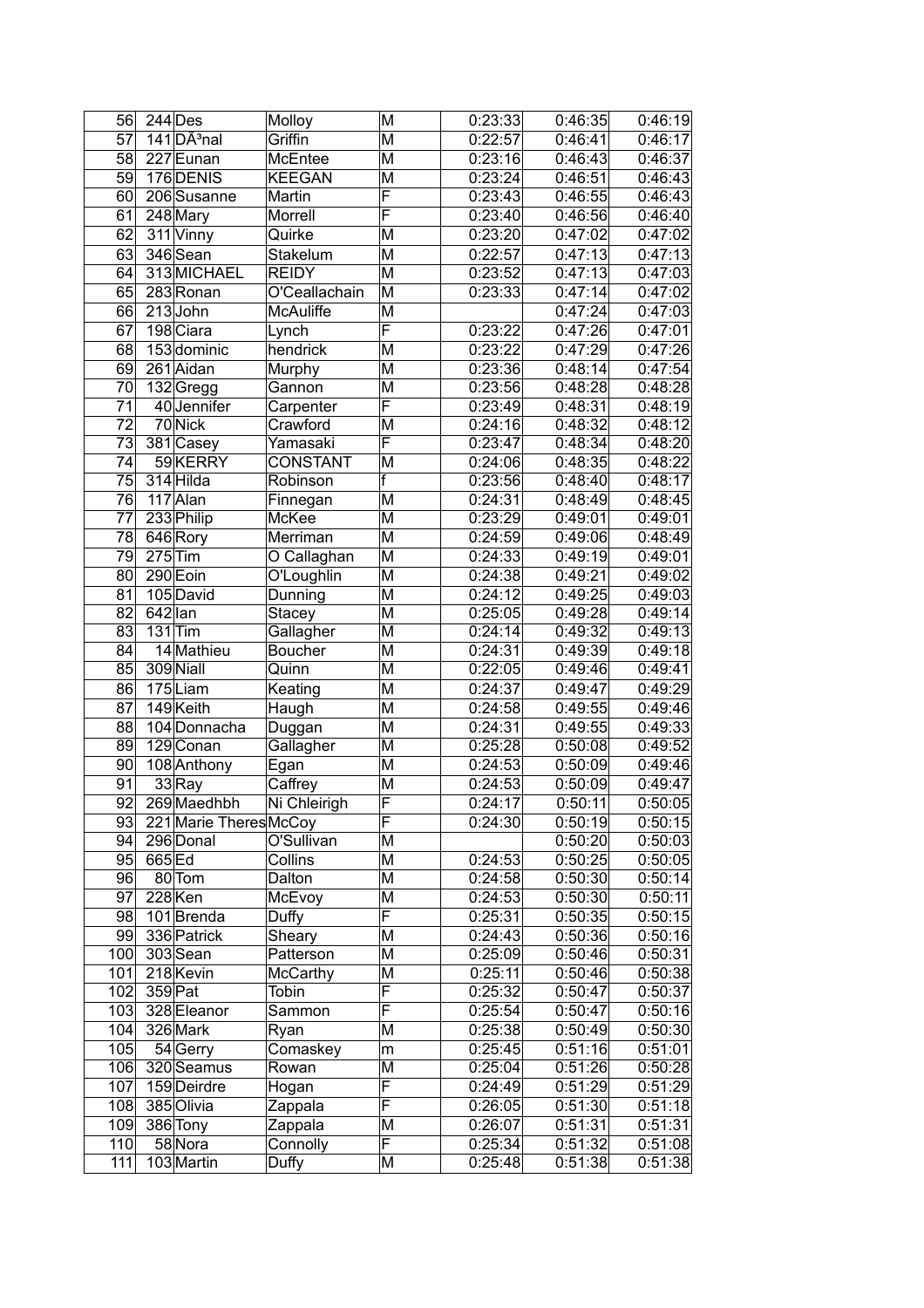| 56 | 244 | Des | Molloy | M | 0:23:33 | 0:46:35 | 0:46:19 |
|---|---|---|---|---|---|---|---|
| 57 | 141 | DÃ³nal | Griffin | M | 0:22:57 | 0:46:41 | 0:46:17 |
| 58 | 227 | Eunan | McEntee | M | 0:23:16 | 0:46:43 | 0:46:37 |
| 59 | 176 | DENIS | KEEGAN | M | 0:23:24 | 0:46:51 | 0:46:43 |
| 60 | 206 | Susanne | Martin | F | 0:23:43 | 0:46:55 | 0:46:43 |
| 61 | 248 | Mary | Morrell | F | 0:23:40 | 0:46:56 | 0:46:40 |
| 62 | 311 | Vinny | Quirke | M | 0:23:20 | 0:47:02 | 0:47:02 |
| 63 | 346 | Sean | Stakelum | M | 0:22:57 | 0:47:13 | 0:47:13 |
| 64 | 313 | MICHAEL | REIDY | M | 0:23:52 | 0:47:13 | 0:47:03 |
| 65 | 283 | Ronan | O'Ceallachain | M | 0:23:33 | 0:47:14 | 0:47:02 |
| 66 | 213 | John | McAuliffe | M | | 0:47:24 | 0:47:03 |
| 67 | 198 | Ciara | Lynch | F | 0:23:22 | 0:47:26 | 0:47:01 |
| 68 | 153 | dominic | hendrick | M | 0:23:22 | 0:47:29 | 0:47:26 |
| 69 | 261 | Aidan | Murphy | M | 0:23:36 | 0:48:14 | 0:47:54 |
| 70 | 132 | Gregg | Gannon | M | 0:23:56 | 0:48:28 | 0:48:28 |
| 71 | 40 | Jennifer | Carpenter | F | 0:23:49 | 0:48:31 | 0:48:19 |
| 72 | 70 | Nick | Crawford | M | 0:24:16 | 0:48:32 | 0:48:12 |
| 73 | 381 | Casey | Yamasaki | F | 0:23:47 | 0:48:34 | 0:48:20 |
| 74 | 59 | KERRY | CONSTANT | M | 0:24:06 | 0:48:35 | 0:48:22 |
| 75 | 314 | Hilda | Robinson | f | 0:23:56 | 0:48:40 | 0:48:17 |
| 76 | 117 | Alan | Finnegan | M | 0:24:31 | 0:48:49 | 0:48:45 |
| 77 | 233 | Philip | McKee | M | 0:23:29 | 0:49:01 | 0:49:01 |
| 78 | 646 | Rory | Merriman | M | 0:24:59 | 0:49:06 | 0:48:49 |
| 79 | 275 | Tim | O Callaghan | M | 0:24:33 | 0:49:19 | 0:49:01 |
| 80 | 290 | Eoin | O'Loughlin | M | 0:24:38 | 0:49:21 | 0:49:02 |
| 81 | 105 | David | Dunning | M | 0:24:12 | 0:49:25 | 0:49:03 |
| 82 | 642 | Ian | Stacey | M | 0:25:05 | 0:49:28 | 0:49:14 |
| 83 | 131 | Tim | Gallagher | M | 0:24:14 | 0:49:32 | 0:49:13 |
| 84 | 14 | Mathieu | Boucher | M | 0:24:31 | 0:49:39 | 0:49:18 |
| 85 | 309 | Niall | Quinn | M | 0:22:05 | 0:49:46 | 0:49:41 |
| 86 | 175 | Liam | Keating | M | 0:24:37 | 0:49:47 | 0:49:29 |
| 87 | 149 | Keith | Haugh | M | 0:24:58 | 0:49:55 | 0:49:46 |
| 88 | 104 | Donnacha | Duggan | M | 0:24:31 | 0:49:55 | 0:49:33 |
| 89 | 129 | Conan | Gallagher | M | 0:25:28 | 0:50:08 | 0:49:52 |
| 90 | 108 | Anthony | Egan | M | 0:24:53 | 0:50:09 | 0:49:46 |
| 91 | 33 | Ray | Caffrey | M | 0:24:53 | 0:50:09 | 0:49:47 |
| 92 | 269 | Maedhbh | Ni Chleirigh | F | 0:24:17 | 0:50:11 | 0:50:05 |
| 93 | 221 | Marie Theres | McCoy | F | 0:24:30 | 0:50:19 | 0:50:15 |
| 94 | 296 | Donal | O'Sullivan | M | | 0:50:20 | 0:50:03 |
| 95 | 665 | Ed | Collins | M | 0:24:53 | 0:50:25 | 0:50:05 |
| 96 | 80 | Tom | Dalton | M | 0:24:58 | 0:50:30 | 0:50:14 |
| 97 | 228 | Ken | McEvoy | M | 0:24:53 | 0:50:30 | 0:50:11 |
| 98 | 101 | Brenda | Duffy | F | 0:25:31 | 0:50:35 | 0:50:15 |
| 99 | 336 | Patrick | Sheary | M | 0:24:43 | 0:50:36 | 0:50:16 |
| 100 | 303 | Sean | Patterson | M | 0:25:09 | 0:50:46 | 0:50:31 |
| 101 | 218 | Kevin | McCarthy | M | 0:25:11 | 0:50:46 | 0:50:38 |
| 102 | 359 | Pat | Tobin | F | 0:25:32 | 0:50:47 | 0:50:37 |
| 103 | 328 | Eleanor | Sammon | F | 0:25:54 | 0:50:47 | 0:50:16 |
| 104 | 326 | Mark | Ryan | M | 0:25:38 | 0:50:49 | 0:50:30 |
| 105 | 54 | Gerry | Comaskey | m | 0:25:45 | 0:51:16 | 0:51:01 |
| 106 | 320 | Seamus | Rowan | M | 0:25:04 | 0:51:26 | 0:50:28 |
| 107 | 159 | Deirdre | Hogan | F | 0:24:49 | 0:51:29 | 0:51:29 |
| 108 | 385 | Olivia | Zappala | F | 0:26:05 | 0:51:30 | 0:51:18 |
| 109 | 386 | Tony | Zappala | M | 0:26:07 | 0:51:31 | 0:51:31 |
| 110 | 58 | Nora | Connolly | F | 0:25:34 | 0:51:32 | 0:51:08 |
| 111 | 103 | Martin | Duffy | M | 0:25:48 | 0:51:38 | 0:51:38 |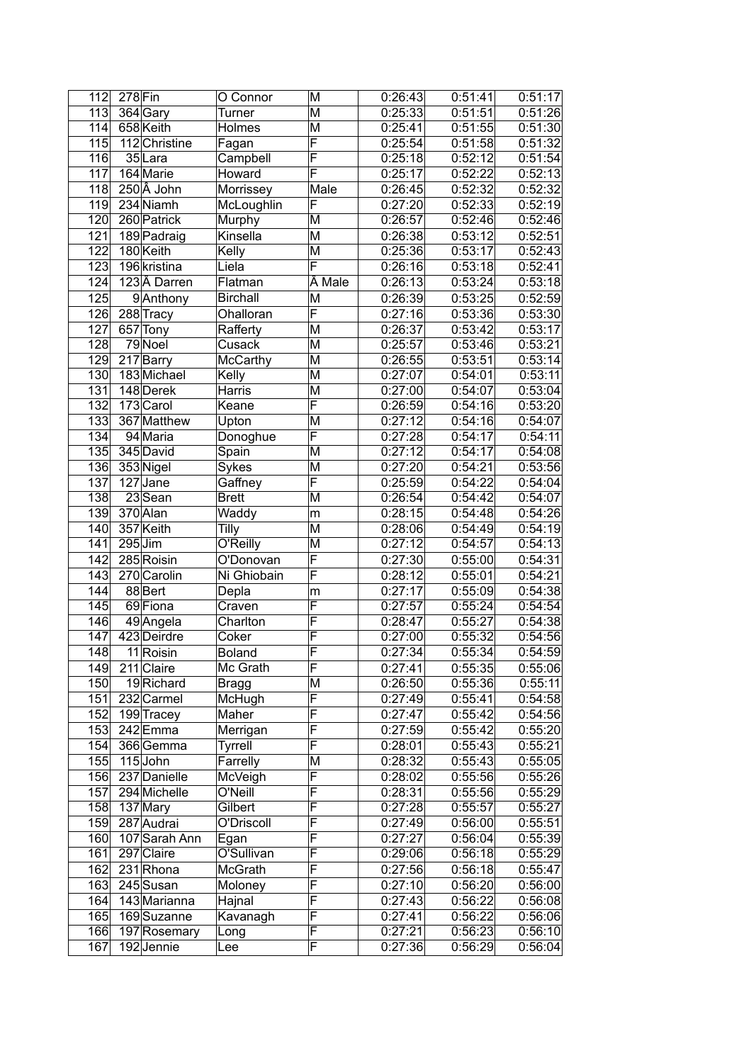| 112 | 278 | Fin | O Connor | M | 0:26:43 | 0:51:41 | 0:51:17 |
|---|---|---|---|---|---|---|---|
| 113 | 364 | Gary | Turner | M | 0:25:33 | 0:51:51 | 0:51:26 |
| 114 | 658 | Keith | Holmes | M | 0:25:41 | 0:51:55 | 0:51:30 |
| 115 | 112 | Christine | Fagan | F | 0:25:54 | 0:51:58 | 0:51:32 |
| 116 | 35 | Lara | Campbell | F | 0:25:18 | 0:52:12 | 0:51:54 |
| 117 | 164 | Marie | Howard | F | 0:25:17 | 0:52:22 | 0:52:13 |
| 118 | 250 | Â John | Morrissey | Male | 0:26:45 | 0:52:32 | 0:52:32 |
| 119 | 234 | Niamh | McLoughlin | F | 0:27:20 | 0:52:33 | 0:52:19 |
| 120 | 260 | Patrick | Murphy | M | 0:26:57 | 0:52:46 | 0:52:46 |
| 121 | 189 | Padraig | Kinsella | M | 0:26:38 | 0:53:12 | 0:52:51 |
| 122 | 180 | Keith | Kelly | M | 0:25:36 | 0:53:17 | 0:52:43 |
| 123 | 196 | kristina | Liela | F | 0:26:16 | 0:53:18 | 0:52:41 |
| 124 | 123 | Â Darren | Flatman | Â Male | 0:26:13 | 0:53:24 | 0:53:18 |
| 125 | 9 | Anthony | Birchall | M | 0:26:39 | 0:53:25 | 0:52:59 |
| 126 | 288 | Tracy | Ohalloran | F | 0:27:16 | 0:53:36 | 0:53:30 |
| 127 | 657 | Tony | Rafferty | M | 0:26:37 | 0:53:42 | 0:53:17 |
| 128 | 79 | Noel | Cusack | M | 0:25:57 | 0:53:46 | 0:53:21 |
| 129 | 217 | Barry | McCarthy | M | 0:26:55 | 0:53:51 | 0:53:14 |
| 130 | 183 | Michael | Kelly | M | 0:27:07 | 0:54:01 | 0:53:11 |
| 131 | 148 | Derek | Harris | M | 0:27:00 | 0:54:07 | 0:53:04 |
| 132 | 173 | Carol | Keane | F | 0:26:59 | 0:54:16 | 0:53:20 |
| 133 | 367 | Matthew | Upton | M | 0:27:12 | 0:54:16 | 0:54:07 |
| 134 | 94 | Maria | Donoghue | F | 0:27:28 | 0:54:17 | 0:54:11 |
| 135 | 345 | David | Spain | M | 0:27:12 | 0:54:17 | 0:54:08 |
| 136 | 353 | Nigel | Sykes | M | 0:27:20 | 0:54:21 | 0:53:56 |
| 137 | 127 | Jane | Gaffney | F | 0:25:59 | 0:54:22 | 0:54:04 |
| 138 | 23 | Sean | Brett | M | 0:26:54 | 0:54:42 | 0:54:07 |
| 139 | 370 | Alan | Waddy | m | 0:28:15 | 0:54:48 | 0:54:26 |
| 140 | 357 | Keith | Tilly | M | 0:28:06 | 0:54:49 | 0:54:19 |
| 141 | 295 | Jim | O'Reilly | M | 0:27:12 | 0:54:57 | 0:54:13 |
| 142 | 285 | Roisin | O'Donovan | F | 0:27:30 | 0:55:00 | 0:54:31 |
| 143 | 270 | Carolin | Ni Ghiobain | F | 0:28:12 | 0:55:01 | 0:54:21 |
| 144 | 88 | Bert | Depla | m | 0:27:17 | 0:55:09 | 0:54:38 |
| 145 | 69 | Fiona | Craven | F | 0:27:57 | 0:55:24 | 0:54:54 |
| 146 | 49 | Angela | Charlton | F | 0:28:47 | 0:55:27 | 0:54:38 |
| 147 | 423 | Deirdre | Coker | F | 0:27:00 | 0:55:32 | 0:54:56 |
| 148 | 11 | Roisin | Boland | F | 0:27:34 | 0:55:34 | 0:54:59 |
| 149 | 211 | Claire | Mc Grath | F | 0:27:41 | 0:55:35 | 0:55:06 |
| 150 | 19 | Richard | Bragg | M | 0:26:50 | 0:55:36 | 0:55:11 |
| 151 | 232 | Carmel | McHugh | F | 0:27:49 | 0:55:41 | 0:54:58 |
| 152 | 199 | Tracey | Maher | F | 0:27:47 | 0:55:42 | 0:54:56 |
| 153 | 242 | Emma | Merrigan | F | 0:27:59 | 0:55:42 | 0:55:20 |
| 154 | 366 | Gemma | Tyrrell | F | 0:28:01 | 0:55:43 | 0:55:21 |
| 155 | 115 | John | Farrelly | M | 0:28:32 | 0:55:43 | 0:55:05 |
| 156 | 237 | Danielle | McVeigh | F | 0:28:02 | 0:55:56 | 0:55:26 |
| 157 | 294 | Michelle | O'Neill | F | 0:28:31 | 0:55:56 | 0:55:29 |
| 158 | 137 | Mary | Gilbert | F | 0:27:28 | 0:55:57 | 0:55:27 |
| 159 | 287 | Audrai | O'Driscoll | F | 0:27:49 | 0:56:00 | 0:55:51 |
| 160 | 107 | Sarah Ann | Egan | F | 0:27:27 | 0:56:04 | 0:55:39 |
| 161 | 297 | Claire | O'Sullivan | F | 0:29:06 | 0:56:18 | 0:55:29 |
| 162 | 231 | Rhona | McGrath | F | 0:27:56 | 0:56:18 | 0:55:47 |
| 163 | 245 | Susan | Moloney | F | 0:27:10 | 0:56:20 | 0:56:00 |
| 164 | 143 | Marianna | Hajnal | F | 0:27:43 | 0:56:22 | 0:56:08 |
| 165 | 169 | Suzanne | Kavanagh | F | 0:27:41 | 0:56:22 | 0:56:06 |
| 166 | 197 | Rosemary | Long | F | 0:27:21 | 0:56:23 | 0:56:10 |
| 167 | 192 | Jennie | Lee | F | 0:27:36 | 0:56:29 | 0:56:04 |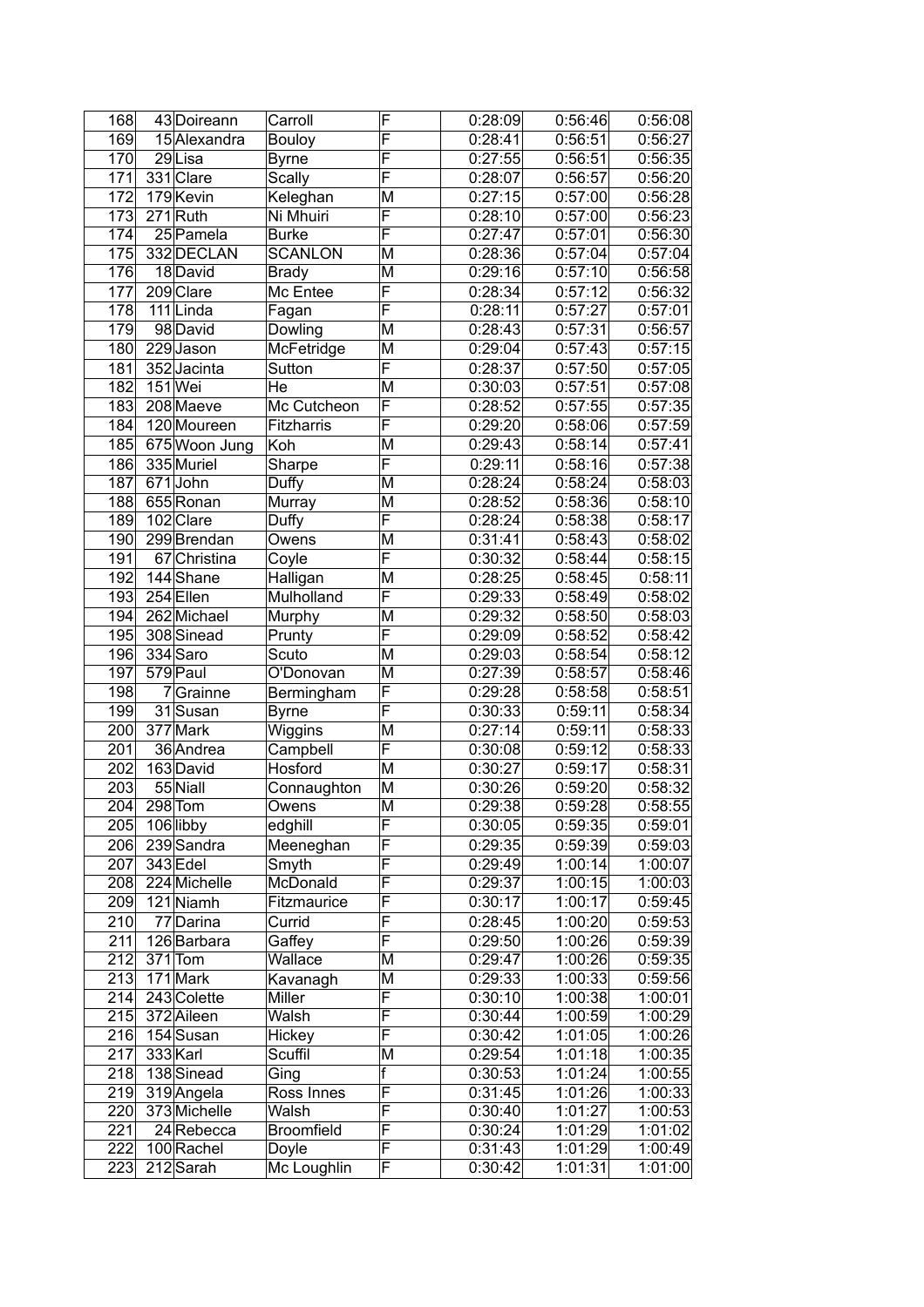| 168 | 43 | Doireann | Carroll | F | 0:28:09 | 0:56:46 | 0:56:08 |
|---|---|---|---|---|---|---|---|
| 169 | 15 | Alexandra | Bouloy | F | 0:28:41 | 0:56:51 | 0:56:27 |
| 170 | 29 | Lisa | Byrne | F | 0:27:55 | 0:56:51 | 0:56:35 |
| 171 | 331 | Clare | Scally | F | 0:28:07 | 0:56:57 | 0:56:20 |
| 172 | 179 | Kevin | Keleghan | M | 0:27:15 | 0:57:00 | 0:56:28 |
| 173 | 271 | Ruth | Ni Mhuiri | F | 0:28:10 | 0:57:00 | 0:56:23 |
| 174 | 25 | Pamela | Burke | F | 0:27:47 | 0:57:01 | 0:56:30 |
| 175 | 332 | DECLAN | SCANLON | M | 0:28:36 | 0:57:04 | 0:57:04 |
| 176 | 18 | David | Brady | M | 0:29:16 | 0:57:10 | 0:56:58 |
| 177 | 209 | Clare | Mc Entee | F | 0:28:34 | 0:57:12 | 0:56:32 |
| 178 | 111 | Linda | Fagan | F | 0:28:11 | 0:57:27 | 0:57:01 |
| 179 | 98 | David | Dowling | M | 0:28:43 | 0:57:31 | 0:56:57 |
| 180 | 229 | Jason | McFetridge | M | 0:29:04 | 0:57:43 | 0:57:15 |
| 181 | 352 | Jacinta | Sutton | F | 0:28:37 | 0:57:50 | 0:57:05 |
| 182 | 151 | Wei | He | M | 0:30:03 | 0:57:51 | 0:57:08 |
| 183 | 208 | Maeve | Mc Cutcheon | F | 0:28:52 | 0:57:55 | 0:57:35 |
| 184 | 120 | Moureen | Fitzharris | F | 0:29:20 | 0:58:06 | 0:57:59 |
| 185 | 675 | Woon Jung | Koh | M | 0:29:43 | 0:58:14 | 0:57:41 |
| 186 | 335 | Muriel | Sharpe | F | 0:29:11 | 0:58:16 | 0:57:38 |
| 187 | 671 | John | Duffy | M | 0:28:24 | 0:58:24 | 0:58:03 |
| 188 | 655 | Ronan | Murray | M | 0:28:52 | 0:58:36 | 0:58:10 |
| 189 | 102 | Clare | Duffy | F | 0:28:24 | 0:58:38 | 0:58:17 |
| 190 | 299 | Brendan | Owens | M | 0:31:41 | 0:58:43 | 0:58:02 |
| 191 | 67 | Christina | Coyle | F | 0:30:32 | 0:58:44 | 0:58:15 |
| 192 | 144 | Shane | Halligan | M | 0:28:25 | 0:58:45 | 0:58:11 |
| 193 | 254 | Ellen | Mulholland | F | 0:29:33 | 0:58:49 | 0:58:02 |
| 194 | 262 | Michael | Murphy | M | 0:29:32 | 0:58:50 | 0:58:03 |
| 195 | 308 | Sinead | Prunty | F | 0:29:09 | 0:58:52 | 0:58:42 |
| 196 | 334 | Saro | Scuto | M | 0:29:03 | 0:58:54 | 0:58:12 |
| 197 | 579 | Paul | O'Donovan | M | 0:27:39 | 0:58:57 | 0:58:46 |
| 198 | 7 | Grainne | Bermingham | F | 0:29:28 | 0:58:58 | 0:58:51 |
| 199 | 31 | Susan | Byrne | F | 0:30:33 | 0:59:11 | 0:58:34 |
| 200 | 377 | Mark | Wiggins | M | 0:27:14 | 0:59:11 | 0:58:33 |
| 201 | 36 | Andrea | Campbell | F | 0:30:08 | 0:59:12 | 0:58:33 |
| 202 | 163 | David | Hosford | M | 0:30:27 | 0:59:17 | 0:58:31 |
| 203 | 55 | Niall | Connaughton | M | 0:30:26 | 0:59:20 | 0:58:32 |
| 204 | 298 | Tom | Owens | M | 0:29:38 | 0:59:28 | 0:58:55 |
| 205 | 106 | libby | edghill | F | 0:30:05 | 0:59:35 | 0:59:01 |
| 206 | 239 | Sandra | Meeneghan | F | 0:29:35 | 0:59:39 | 0:59:03 |
| 207 | 343 | Edel | Smyth | F | 0:29:49 | 1:00:14 | 1:00:07 |
| 208 | 224 | Michelle | McDonald | F | 0:29:37 | 1:00:15 | 1:00:03 |
| 209 | 121 | Niamh | Fitzmaurice | F | 0:30:17 | 1:00:17 | 0:59:45 |
| 210 | 77 | Darina | Currid | F | 0:28:45 | 1:00:20 | 0:59:53 |
| 211 | 126 | Barbara | Gaffey | F | 0:29:50 | 1:00:26 | 0:59:39 |
| 212 | 371 | Tom | Wallace | M | 0:29:47 | 1:00:26 | 0:59:35 |
| 213 | 171 | Mark | Kavanagh | M | 0:29:33 | 1:00:33 | 0:59:56 |
| 214 | 243 | Colette | Miller | F | 0:30:10 | 1:00:38 | 1:00:01 |
| 215 | 372 | Aileen | Walsh | F | 0:30:44 | 1:00:59 | 1:00:29 |
| 216 | 154 | Susan | Hickey | F | 0:30:42 | 1:01:05 | 1:00:26 |
| 217 | 333 | Karl | Scuffil | M | 0:29:54 | 1:01:18 | 1:00:35 |
| 218 | 138 | Sinead | Ging | f | 0:30:53 | 1:01:24 | 1:00:55 |
| 219 | 319 | Angela | Ross Innes | F | 0:31:45 | 1:01:26 | 1:00:33 |
| 220 | 373 | Michelle | Walsh | F | 0:30:40 | 1:01:27 | 1:00:53 |
| 221 | 24 | Rebecca | Broomfield | F | 0:30:24 | 1:01:29 | 1:01:02 |
| 222 | 100 | Rachel | Doyle | F | 0:31:43 | 1:01:29 | 1:00:49 |
| 223 | 212 | Sarah | Mc Loughlin | F | 0:30:42 | 1:01:31 | 1:01:00 |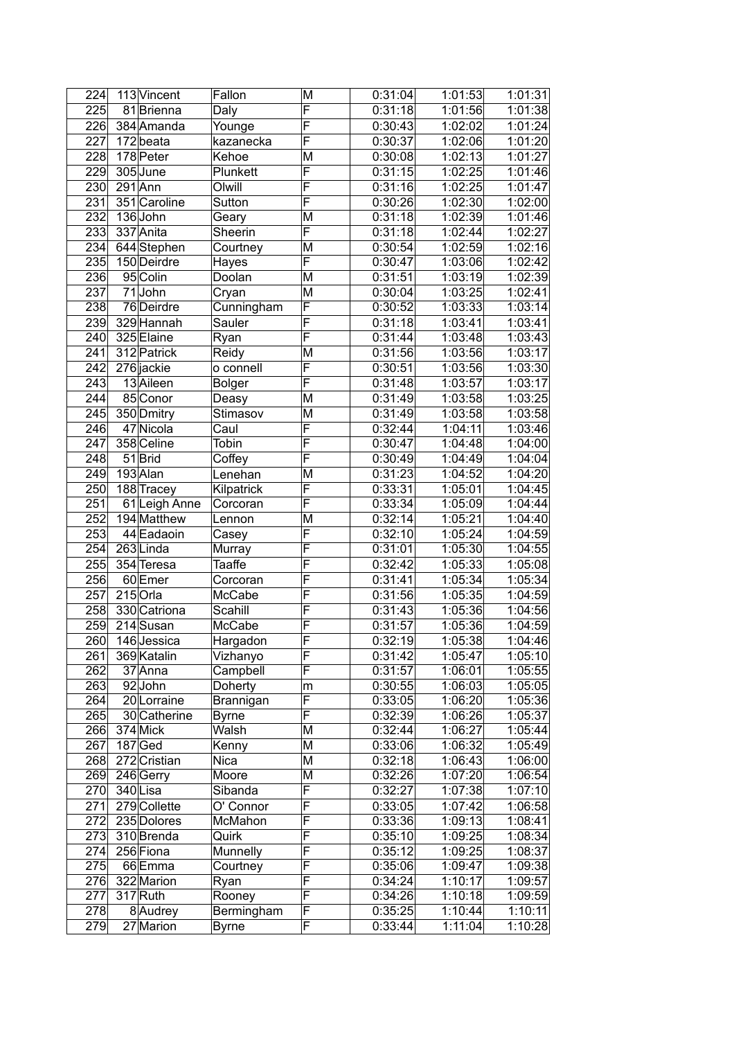| 224 | 113 | Vincent | Fallon | M | 0:31:04 | 1:01:53 | 1:01:31 |
|---|---|---|---|---|---|---|---|
| 225 | 81 | Brienna | Daly | F | 0:31:18 | 1:01:56 | 1:01:38 |
| 226 | 384 | Amanda | Younge | F | 0:30:43 | 1:02:02 | 1:01:24 |
| 227 | 172 | beata | kazanecka | F | 0:30:37 | 1:02:06 | 1:01:20 |
| 228 | 178 | Peter | Kehoe | M | 0:30:08 | 1:02:13 | 1:01:27 |
| 229 | 305 | June | Plunkett | F | 0:31:15 | 1:02:25 | 1:01:46 |
| 230 | 291 | Ann | Olwill | F | 0:31:16 | 1:02:25 | 1:01:47 |
| 231 | 351 | Caroline | Sutton | F | 0:30:26 | 1:02:30 | 1:02:00 |
| 232 | 136 | John | Geary | M | 0:31:18 | 1:02:39 | 1:01:46 |
| 233 | 337 | Anita | Sheerin | F | 0:31:18 | 1:02:44 | 1:02:27 |
| 234 | 644 | Stephen | Courtney | M | 0:30:54 | 1:02:59 | 1:02:16 |
| 235 | 150 | Deirdre | Hayes | F | 0:30:47 | 1:03:06 | 1:02:42 |
| 236 | 95 | Colin | Doolan | M | 0:31:51 | 1:03:19 | 1:02:39 |
| 237 | 71 | John | Cryan | M | 0:30:04 | 1:03:25 | 1:02:41 |
| 238 | 76 | Deirdre | Cunningham | F | 0:30:52 | 1:03:33 | 1:03:14 |
| 239 | 329 | Hannah | Sauler | F | 0:31:18 | 1:03:41 | 1:03:41 |
| 240 | 325 | Elaine | Ryan | F | 0:31:44 | 1:03:48 | 1:03:43 |
| 241 | 312 | Patrick | Reidy | M | 0:31:56 | 1:03:56 | 1:03:17 |
| 242 | 276 | jackie | o connell | F | 0:30:51 | 1:03:56 | 1:03:30 |
| 243 | 13 | Aileen | Bolger | F | 0:31:48 | 1:03:57 | 1:03:17 |
| 244 | 85 | Conor | Deasy | M | 0:31:49 | 1:03:58 | 1:03:25 |
| 245 | 350 | Dmitry | Stimasov | M | 0:31:49 | 1:03:58 | 1:03:58 |
| 246 | 47 | Nicola | Caul | F | 0:32:44 | 1:04:11 | 1:03:46 |
| 247 | 358 | Celine | Tobin | F | 0:30:47 | 1:04:48 | 1:04:00 |
| 248 | 51 | Brid | Coffey | F | 0:30:49 | 1:04:49 | 1:04:04 |
| 249 | 193 | Alan | Lenehan | M | 0:31:23 | 1:04:52 | 1:04:20 |
| 250 | 188 | Tracey | Kilpatrick | F | 0:33:31 | 1:05:01 | 1:04:45 |
| 251 | 61 | Leigh Anne | Corcoran | F | 0:33:34 | 1:05:09 | 1:04:44 |
| 252 | 194 | Matthew | Lennon | M | 0:32:14 | 1:05:21 | 1:04:40 |
| 253 | 44 | Eadaoin | Casey | F | 0:32:10 | 1:05:24 | 1:04:59 |
| 254 | 263 | Linda | Murray | F | 0:31:01 | 1:05:30 | 1:04:55 |
| 255 | 354 | Teresa | Taaffe | F | 0:32:42 | 1:05:33 | 1:05:08 |
| 256 | 60 | Emer | Corcoran | F | 0:31:41 | 1:05:34 | 1:05:34 |
| 257 | 215 | Orla | McCabe | F | 0:31:56 | 1:05:35 | 1:04:59 |
| 258 | 330 | Catriona | Scahill | F | 0:31:43 | 1:05:36 | 1:04:56 |
| 259 | 214 | Susan | McCabe | F | 0:31:57 | 1:05:36 | 1:04:59 |
| 260 | 146 | Jessica | Hargadon | F | 0:32:19 | 1:05:38 | 1:04:46 |
| 261 | 369 | Katalin | Vizhanyo | F | 0:31:42 | 1:05:47 | 1:05:10 |
| 262 | 37 | Anna | Campbell | F | 0:31:57 | 1:06:01 | 1:05:55 |
| 263 | 92 | John | Doherty | m | 0:30:55 | 1:06:03 | 1:05:05 |
| 264 | 20 | Lorraine | Brannigan | F | 0:33:05 | 1:06:20 | 1:05:36 |
| 265 | 30 | Catherine | Byrne | F | 0:32:39 | 1:06:26 | 1:05:37 |
| 266 | 374 | Mick | Walsh | M | 0:32:44 | 1:06:27 | 1:05:44 |
| 267 | 187 | Ged | Kenny | M | 0:33:06 | 1:06:32 | 1:05:49 |
| 268 | 272 | Cristian | Nica | M | 0:32:18 | 1:06:43 | 1:06:00 |
| 269 | 246 | Gerry | Moore | M | 0:32:26 | 1:07:20 | 1:06:54 |
| 270 | 340 | Lisa | Sibanda | F | 0:32:27 | 1:07:38 | 1:07:10 |
| 271 | 279 | Collette | O' Connor | F | 0:33:05 | 1:07:42 | 1:06:58 |
| 272 | 235 | Dolores | McMahon | F | 0:33:36 | 1:09:13 | 1:08:41 |
| 273 | 310 | Brenda | Quirk | F | 0:35:10 | 1:09:25 | 1:08:34 |
| 274 | 256 | Fiona | Munnelly | F | 0:35:12 | 1:09:25 | 1:08:37 |
| 275 | 66 | Emma | Courtney | F | 0:35:06 | 1:09:47 | 1:09:38 |
| 276 | 322 | Marion | Ryan | F | 0:34:24 | 1:10:17 | 1:09:57 |
| 277 | 317 | Ruth | Rooney | F | 0:34:26 | 1:10:18 | 1:09:59 |
| 278 | 8 | Audrey | Bermingham | F | 0:35:25 | 1:10:44 | 1:10:11 |
| 279 | 27 | Marion | Byrne | F | 0:33:44 | 1:11:04 | 1:10:28 |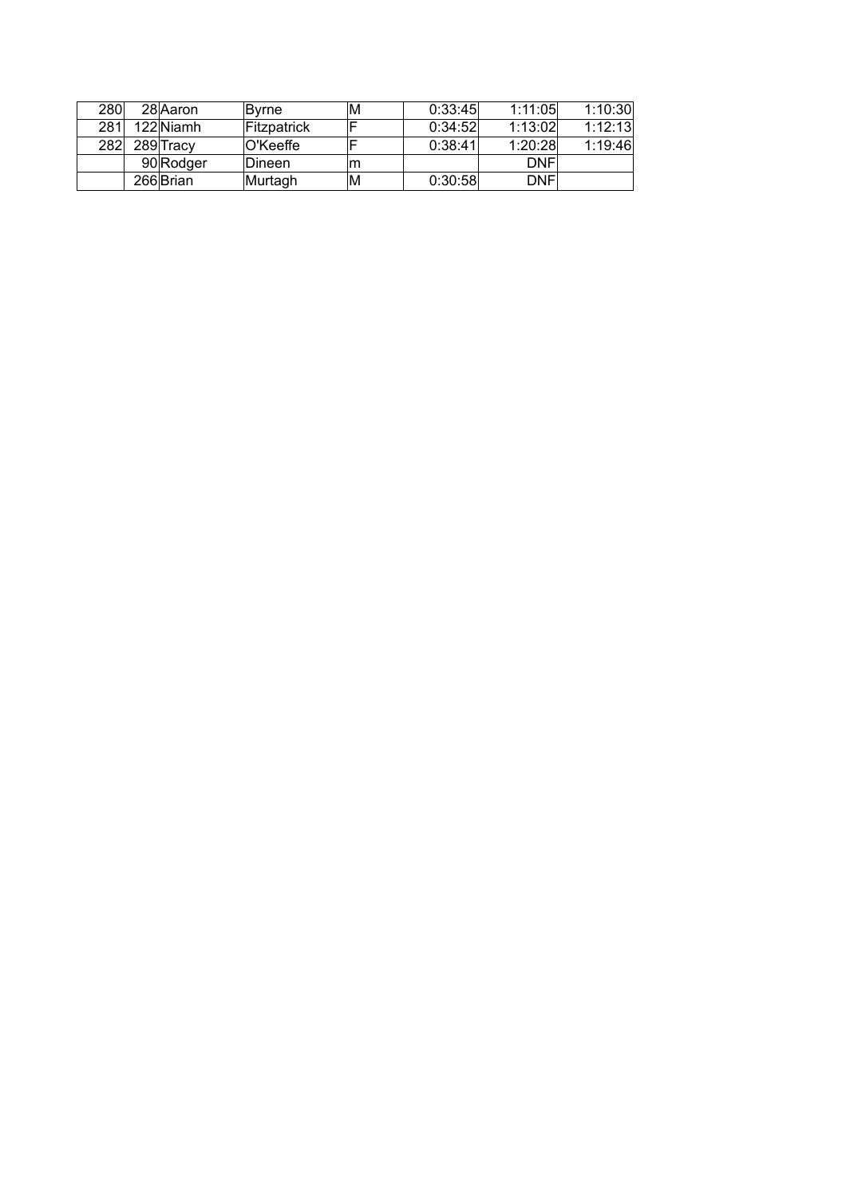| | | | | | | | |
|---|---|---|---|---|---|---|---|
| 280 | 28 | Aaron | Byrne | M | 0:33:45 | 1:11:05 | 1:10:30 |
| 281 | 122 | Niamh | Fitzpatrick | F | 0:34:52 | 1:13:02 | 1:12:13 |
| 282 | 289 | Tracy | O'Keeffe | F | 0:38:41 | 1:20:28 | 1:19:46 |
| | 90 | Rodger | Dineen | m | | DNF | |
| | 266 | Brian | Murtagh | M | 0:30:58 | DNF | |